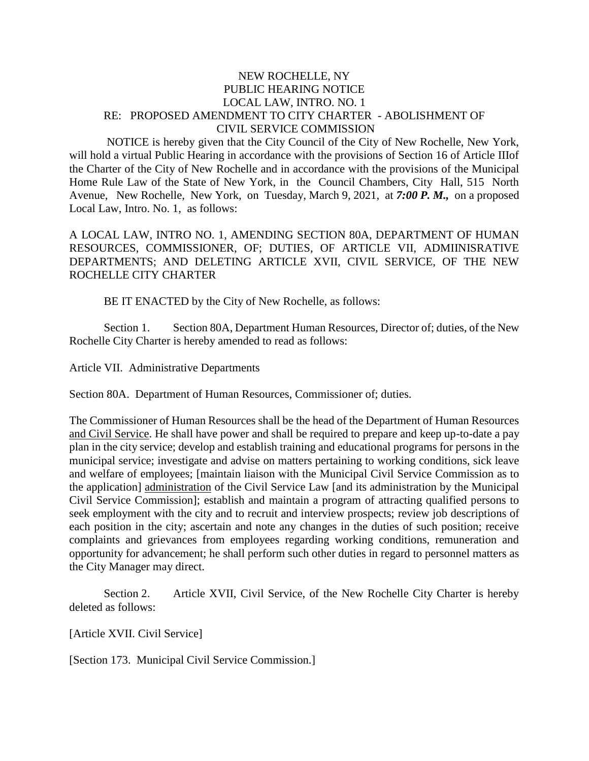# NEW ROCHELLE, NY
# PUBLIC HEARING NOTICE
# LOCAL LAW, INTRO. NO. 1
## RE: PROPOSED AMENDMENT TO CITY CHARTER - ABOLISHMENT OF CIVIL SERVICE COMMISSION

NOTICE is hereby given that the City Council of the City of New Rochelle, New York, will hold a virtual Public Hearing in accordance with the provisions of Section 16 of Article IIIof the Charter of the City of New Rochelle and in accordance with the provisions of the Municipal Home Rule Law of the State of New York, in the Council Chambers, City Hall, 515 North Avenue, New Rochelle, New York, on Tuesday, March 9, 2021, at ***7:00 P. M.,*** on a proposed Local Law, Intro. No. 1, as follows:

A LOCAL LAW, INTRO NO. 1, AMENDING SECTION 80A, DEPARTMENT OF HUMAN RESOURCES, COMMISSIONER, OF; DUTIES, OF ARTICLE VII, ADMIINISRATIVE DEPARTMENTS; AND DELETING ARTICLE XVII, CIVIL SERVICE, OF THE NEW ROCHELLE CITY CHARTER

BE IT ENACTED by the City of New Rochelle, as follows:

Section 1. Section 80A, Department Human Resources, Director of; duties, of the New Rochelle City Charter is hereby amended to read as follows:

Article VII. Administrative Departments

Section 80A. Department of Human Resources, Commissioner of; duties.

The Commissioner of Human Resources shall be the head of the Department of Human Resources <u>and Civil Service</u>. He shall have power and shall be required to prepare and keep up-to-date a pay plan in the city service; develop and establish training and educational programs for persons in the municipal service; investigate and advise on matters pertaining to working conditions, sick leave and welfare of employees; [maintain liaison with the Municipal Civil Service Commission as to the application] <u>administration</u> of the Civil Service Law [and its administration by the Municipal Civil Service Commission]; establish and maintain a program of attracting qualified persons to seek employment with the city and to recruit and interview prospects; review job descriptions of each position in the city; ascertain and note any changes in the duties of such position; receive complaints and grievances from employees regarding working conditions, remuneration and opportunity for advancement; he shall perform such other duties in regard to personnel matters as the City Manager may direct.

Section 2. Article XVII, Civil Service, of the New Rochelle City Charter is hereby deleted as follows:

[Article XVII. Civil Service]

[Section 173. Municipal Civil Service Commission.]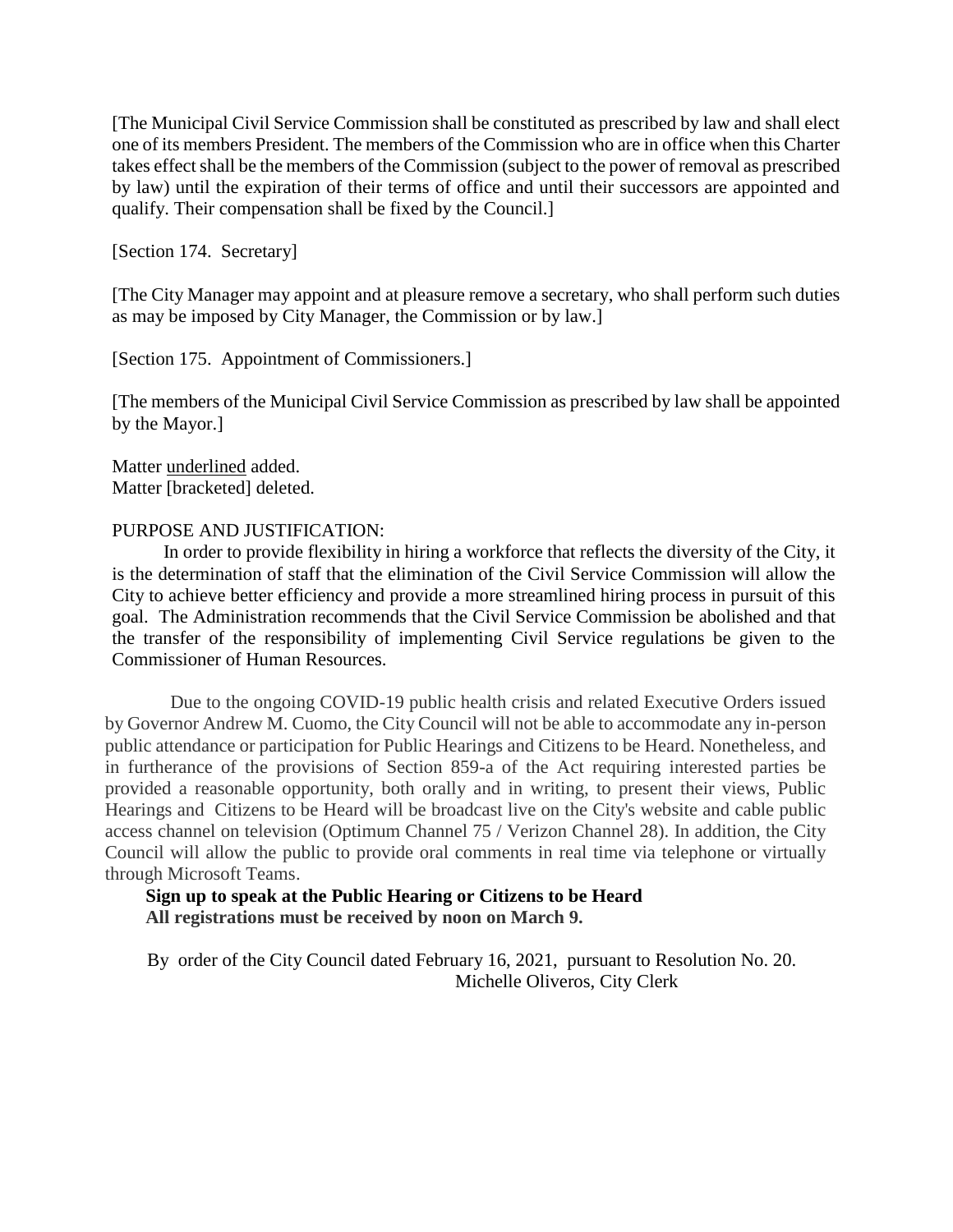[The Municipal Civil Service Commission shall be constituted as prescribed by law and shall elect one of its members President. The members of the Commission who are in office when this Charter takes effect shall be the members of the Commission (subject to the power of removal as prescribed by law) until the expiration of their terms of office and until their successors are appointed and qualify. Their compensation shall be fixed by the Council.]

[Section 174. Secretary]

[The City Manager may appoint and at pleasure remove a secretary, who shall perform such duties as may be imposed by City Manager, the Commission or by law.]

[Section 175. Appointment of Commissioners.]

[The members of the Municipal Civil Service Commission as prescribed by law shall be appointed by the Mayor.]

Matter <u>underlined</u> added.
Matter [bracketed] deleted.

PURPOSE AND JUSTIFICATION:

In order to provide flexibility in hiring a workforce that reflects the diversity of the City, it is the determination of staff that the elimination of the Civil Service Commission will allow the City to achieve better efficiency and provide a more streamlined hiring process in pursuit of this goal. The Administration recommends that the Civil Service Commission be abolished and that the transfer of the responsibility of implementing Civil Service regulations be given to the Commissioner of Human Resources.

Due to the ongoing COVID-19 public health crisis and related Executive Orders issued by Governor Andrew M. Cuomo, the City Council will not be able to accommodate any in-person public attendance or participation for Public Hearings and Citizens to be Heard. Nonetheless, and in furtherance of the provisions of Section 859-a of the Act requiring interested parties be provided a reasonable opportunity, both orally and in writing, to present their views, Public Hearings and Citizens to be Heard will be broadcast live on the City's website and cable public access channel on television (Optimum Channel 75 / Verizon Channel 28). In addition, the City Council will allow the public to provide oral comments in real time via telephone or virtually through Microsoft Teams.

**Sign up to speak at the Public Hearing or Citizens to be Heard**
**All registrations must be received by noon on March 9.**

By order of the City Council dated February 16, 2021, pursuant to Resolution No. 20.
Michelle Oliveros, City Clerk